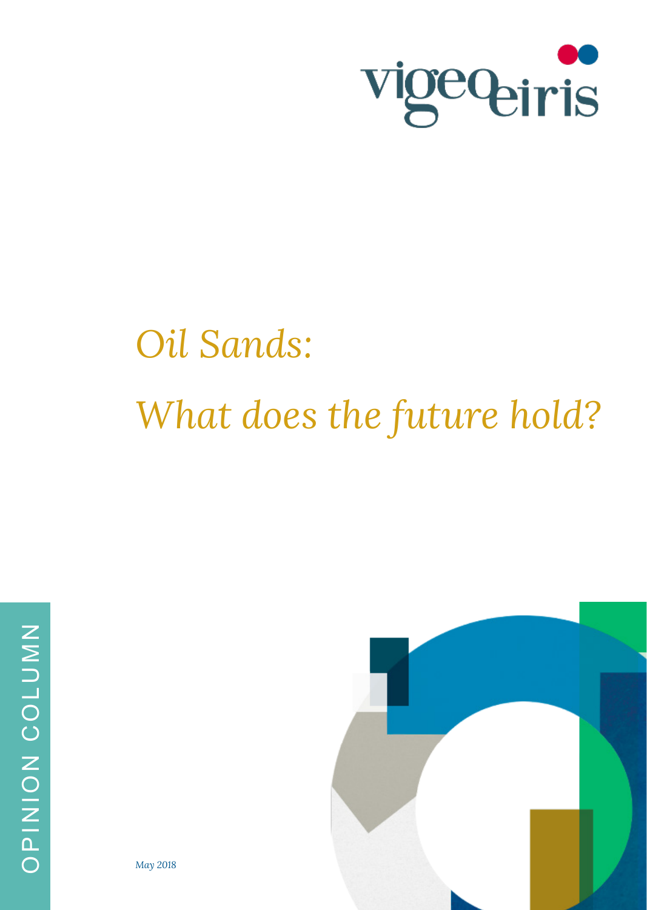vigeo eiris

# *Oil Sands: What does the future hold?*

OPINION COLUMN

*May 2018*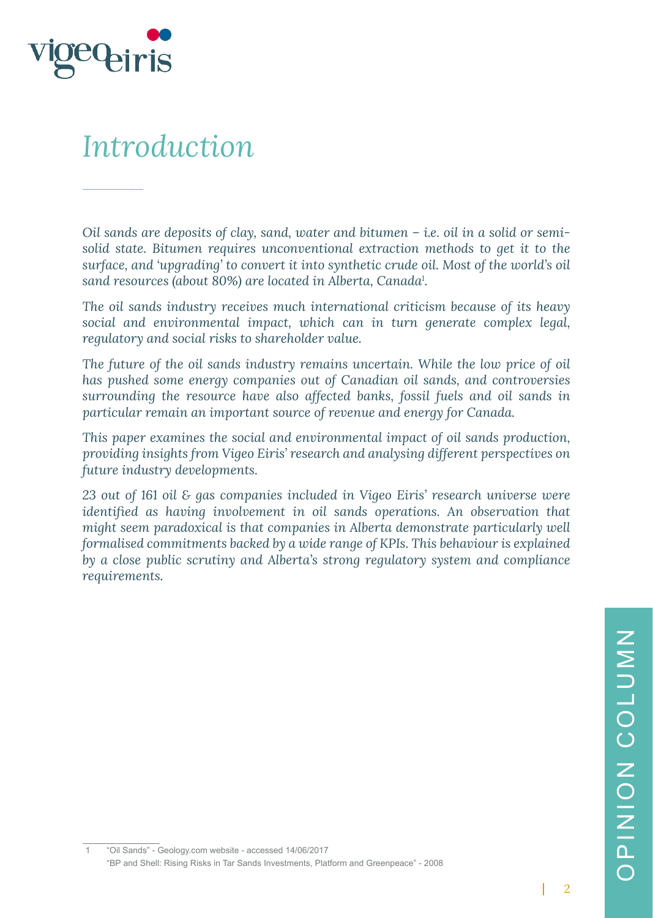# *Introduction*

*Oil sands are deposits of clay, sand, water and bitumen – i.e. oil in a solid or semi-solid state. Bitumen requires unconventional extraction methods to get it to the surface, and 'upgrading' to convert it into synthetic crude oil. Most of the world's oil sand resources (about 80%) are located in Alberta, Canada[1].*

*The oil sands industry receives much international criticism because of its heavy social and environmental impact, which can in turn generate complex legal, regulatory and social risks to shareholder value.*

*The future of the oil sands industry remains uncertain. While the low price of oil has pushed some energy companies out of Canadian oil sands, and controversies surrounding the resource have also affected banks, fossil fuels and oil sands in particular remain an important source of revenue and energy for Canada.*

*This paper examines the social and environmental impact of oil sands production, providing insights from Vigeo Eiris' research and analysing different perspectives on future industry developments.*

*23 out of 161 oil & gas companies included in Vigeo Eiris' research universe were identified as having involvement in oil sands operations. An observation that might seem paradoxical is that companies in Alberta demonstrate particularly well formalised commitments backed by a wide range of KPIs. This behaviour is explained by a close public scrutiny and Alberta's strong regulatory system and compliance requirements.*

---

1 "Oil Sands" - Geology.com website - accessed 14/06/2017
"BP and Shell: Rising Risks in Tar Sands Investments, Platform and Greenpeace" - 2008

OPINION COLUMN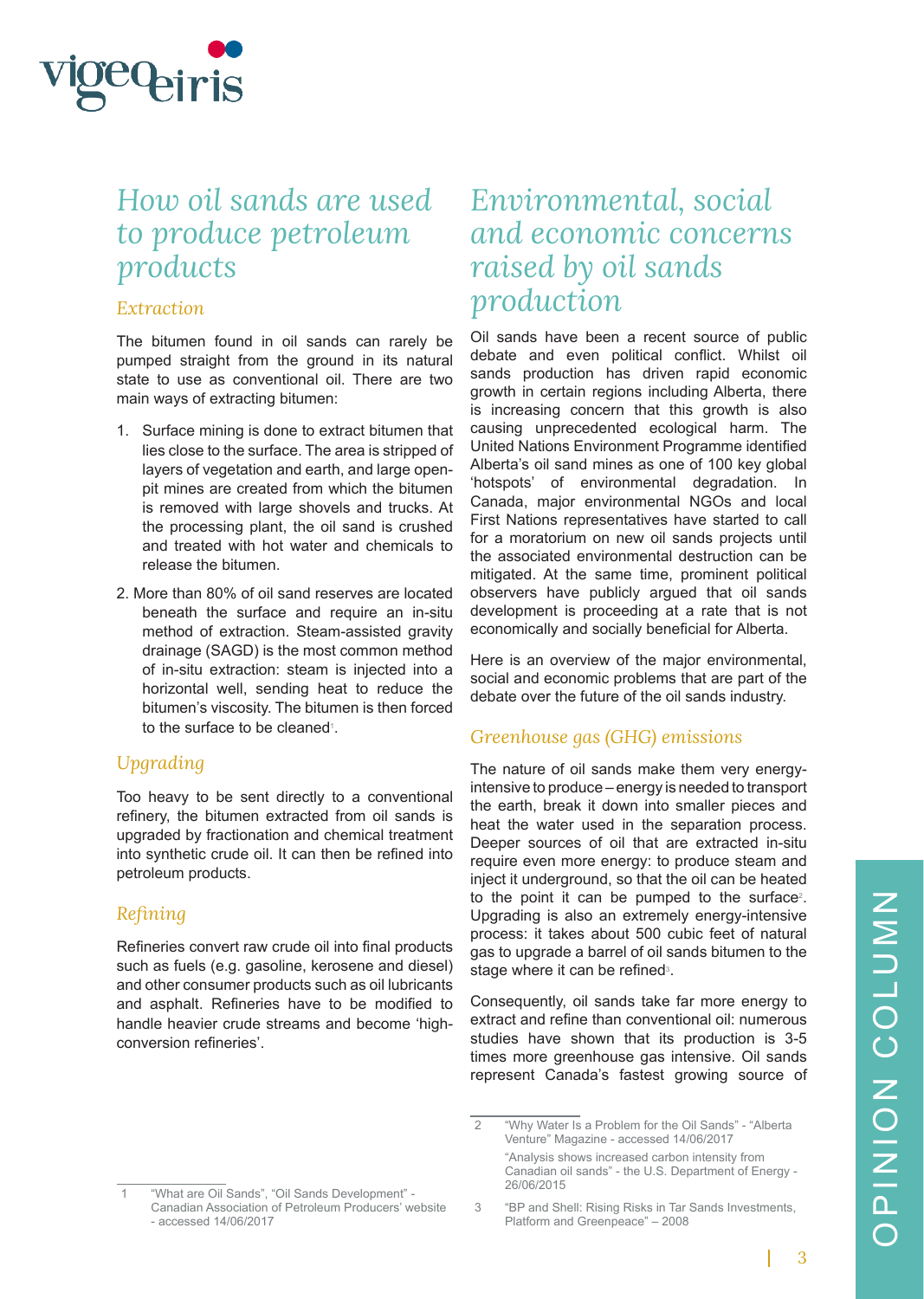# How oil sands are used to produce petroleum products

## Extraction

The bitumen found in oil sands can rarely be pumped straight from the ground in its natural state to use as conventional oil. There are two main ways of extracting bitumen:

1. Surface mining is done to extract bitumen that lies close to the surface. The area is stripped of layers of vegetation and earth, and large open-pit mines are created from which the bitumen is removed with large shovels and trucks. At the processing plant, the oil sand is crushed and treated with hot water and chemicals to release the bitumen.
2. More than 80% of oil sand reserves are located beneath the surface and require an in-situ method of extraction. Steam-assisted gravity drainage (SAGD) is the most common method of in-situ extraction: steam is injected into a horizontal well, sending heat to reduce the bitumen's viscosity. The bitumen is then forced to the surface to be cleaned[1].

## Upgrading

Too heavy to be sent directly to a conventional refinery, the bitumen extracted from oil sands is upgraded by fractionation and chemical treatment into synthetic crude oil. It can then be refined into petroleum products.

## Refining

Refineries convert raw crude oil into final products such as fuels (e.g. gasoline, kerosene and diesel) and other consumer products such as oil lubricants and asphalt. Refineries have to be modified to handle heavier crude streams and become 'high-conversion refineries'.

# Environmental, social and economic concerns raised by oil sands production

Oil sands have been a recent source of public debate and even political conflict. Whilst oil sands production has driven rapid economic growth in certain regions including Alberta, there is increasing concern that this growth is also causing unprecedented ecological harm. The United Nations Environment Programme identified Alberta's oil sand mines as one of 100 key global 'hotspots' of environmental degradation. In Canada, major environmental NGOs and local First Nations representatives have started to call for a moratorium on new oil sands projects until the associated environmental destruction can be mitigated. At the same time, prominent political observers have publicly argued that oil sands development is proceeding at a rate that is not economically and socially beneficial for Alberta.

Here is an overview of the major environmental, social and economic problems that are part of the debate over the future of the oil sands industry.

## Greenhouse gas (GHG) emissions

The nature of oil sands make them very energy-intensive to produce – energy is needed to transport the earth, break it down into smaller pieces and heat the water used in the separation process. Deeper sources of oil that are extracted in-situ require even more energy: to produce steam and inject it underground, so that the oil can be heated to the point it can be pumped to the surface[2]. Upgrading is also an extremely energy-intensive process: it takes about 500 cubic feet of natural gas to upgrade a barrel of oil sands bitumen to the stage where it can be refined[3].

Consequently, oil sands take far more energy to extract and refine than conventional oil: numerous studies have shown that its production is 3-5 times more greenhouse gas intensive. Oil sands represent Canada's fastest growing source of

1 "What are Oil Sands", "Oil Sands Development" - Canadian Association of Petroleum Producers' website - accessed 14/06/2017

2 "Why Water Is a Problem for the Oil Sands" - "Alberta Venture" Magazine - accessed 14/06/2017
"Analysis shows increased carbon intensity from Canadian oil sands" - the U.S. Department of Energy - 26/06/2015

3 "BP and Shell: Rising Risks in Tar Sands Investments, Platform and Greenpeace" – 2008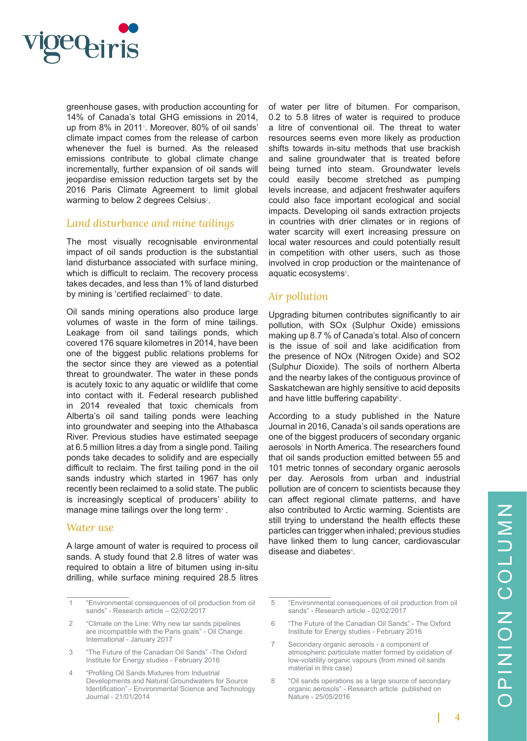greenhouse gases, with production accounting for 14% of Canada's total GHG emissions in 2014, up from 8% in 2011[1]. Moreover, 80% of oil sands' climate impact comes from the release of carbon whenever the fuel is burned. As the released emissions contribute to global climate change incrementally, further expansion of oil sands will jeopardise emission reduction targets set by the 2016 Paris Climate Agreement to limit global warming to below 2 degrees Celsius[2].

## *Land disturbance and mine tailings*

The most visually recognisable environmental impact of oil sands production is the substantial land disturbance associated with surface mining, which is difficult to reclaim. The recovery process takes decades, and less than 1% of land disturbed by mining is 'certified reclaimed'[3] to date.

Oil sands mining operations also produce large volumes of waste in the form of mine tailings. Leakage from oil sand tailings ponds, which covered 176 square kilometres in 2014, have been one of the biggest public relations problems for the sector since they are viewed as a potential threat to groundwater. The water in these ponds is acutely toxic to any aquatic or wildlife that come into contact with it. Federal research published in 2014 revealed that toxic chemicals from Alberta's oil sand tailing ponds were leaching into groundwater and seeping into the Athabasca River. Previous studies have estimated seepage at 6.5 million litres a day from a single pond. Tailing ponds take decades to solidify and are especially difficult to reclaim. The first tailing pond in the oil sands industry which started in 1967 has only recently been reclaimed to a solid state. The public is increasingly sceptical of producers' ability to manage mine tailings over the long term[4] .

## *Water use*

A large amount of water is required to process oil sands. A study found that 2.8 litres of water was required to obtain a litre of bitumen using in-situ drilling, while surface mining required 28.5 litres of water per litre of bitumen. For comparison, 0.2 to 5.8 litres of water is required to produce a litre of conventional oil. The threat to water resources seems even more likely as production shifts towards in-situ methods that use brackish and saline groundwater that is treated before being turned into steam. Groundwater levels could easily become stretched as pumping levels increase, and adjacent freshwater aquifers could also face important ecological and social impacts. Developing oil sands extraction projects in countries with drier climates or in regions of water scarcity will exert increasing pressure on local water resources and could potentially result in competition with other users, such as those involved in crop production or the maintenance of aquatic ecosystems[5].

## *Air pollution*

Upgrading bitumen contributes significantly to air pollution, with SOx (Sulphur Oxide) emissions making up 8.7 % of Canada's total. Also of concern is the issue of soil and lake acidification from the presence of NOx (Nitrogen Oxide) and SO2 (Sulphur Dioxide). The soils of northern Alberta and the nearby lakes of the contiguous province of Saskatchewan are highly sensitive to acid deposits and have little buffering capability[6].

According to a study published in the Nature Journal in 2016, Canada's oil sands operations are one of the biggest producers of secondary organic aerosols[7] in North America. The researchers found that oil sands production emitted between 55 and 101 metric tonnes of secondary organic aerosols per day. Aerosols from urban and industrial pollution are of concern to scientists because they can affect regional climate patterns, and have also contributed to Arctic warming. Scientists are still trying to understand the health effects these particles can trigger when inhaled; previous studies have linked them to lung cancer, cardiovascular disease and diabetes[8].

---

1. "Environmental consequences of oil production from oil sands" - Research article – 02/02/2017
2. "Climate on the Line: Why new tar sands pipelines are incompatible with the Paris goals" - Oil Change International - January 2017
3. "The Future of the Canadian Oil Sands" -The Oxford Institute for Energy studies - February 2016
4. "Profiling Oil Sands Mixtures from Industrial Developments and Natural Groundwaters for Source Identification" - Environmental Science and Technology Journal - 21/01/2014
5. "Environmental consequences of oil production from oil sands" - Research article - 02/02/2017
6. "The Future of the Canadian Oil Sands" - The Oxford Institute for Energy studies - February 2016
7. Secondary organic aerosols - a component of atmospheric particulate matter formed by oxidation of low-volatility organic vapours (from mined oil sands material in this case)
8. "Oil sands operations as a large source of secondary organic aerosols" - Research article published on Nature - 25/05/2016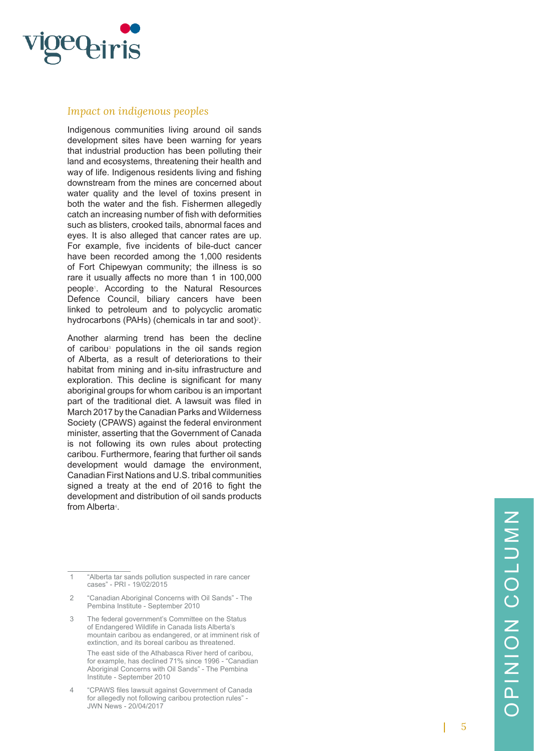## *Impact on indigenous peoples*

Indigenous communities living around oil sands development sites have been warning for years that industrial production has been polluting their land and ecosystems, threatening their health and way of life. Indigenous residents living and fishing downstream from the mines are concerned about water quality and the level of toxins present in both the water and the fish. Fishermen allegedly catch an increasing number of fish with deformities such as blisters, crooked tails, abnormal faces and eyes. It is also alleged that cancer rates are up. For example, five incidents of bile-duct cancer have been recorded among the 1,000 residents of Fort Chipewyan community; the illness is so rare it usually affects no more than 1 in 100,000 people[1]. According to the Natural Resources Defence Council, biliary cancers have been linked to petroleum and to polycyclic aromatic hydrocarbons (PAHs) (chemicals in tar and soot)[2].

Another alarming trend has been the decline of caribou[3] populations in the oil sands region of Alberta, as a result of deteriorations to their habitat from mining and in-situ infrastructure and exploration. This decline is significant for many aboriginal groups for whom caribou is an important part of the traditional diet. A lawsuit was filed in March 2017 by the Canadian Parks and Wilderness Society (CPAWS) against the federal environment minister, asserting that the Government of Canada is not following its own rules about protecting caribou. Furthermore, fearing that further oil sands development would damage the environment, Canadian First Nations and U.S. tribal communities signed a treaty at the end of 2016 to fight the development and distribution of oil sands products from Alberta[4].

---

1 "Alberta tar sands pollution suspected in rare cancer cases" - PRI - 19/02/2015

2 "Canadian Aboriginal Concerns with Oil Sands" - The Pembina Institute - September 2010

3 The federal government's Committee on the Status of Endangered Wildlife in Canada lists Alberta's mountain caribou as endangered, or at imminent risk of extinction, and its boreal caribou as threatened.

The east side of the Athabasca River herd of caribou, for example, has declined 71% since 1996 - "Canadian Aboriginal Concerns with Oil Sands" - The Pembina Institute - September 2010

4 "CPAWS files lawsuit against Government of Canada for allegedly not following caribou protection rules" - JWN News - 20/04/2017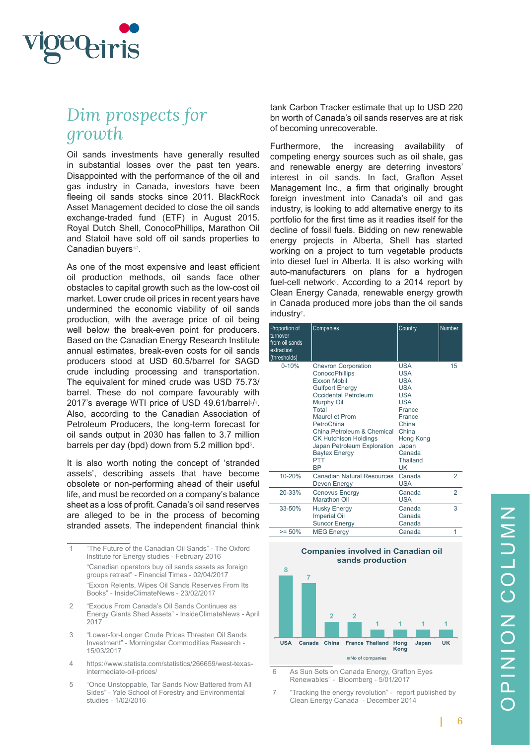## Dim prospects for growth

Oil sands investments have generally resulted in substantial losses over the past ten years. Disappointed with the performance of the oil and gas industry in Canada, investors have been fleeing oil sands stocks since 2011. BlackRock Asset Management decided to close the oil sands exchange-traded fund (ETF) in August 2015. Royal Dutch Shell, ConocoPhillips, Marathon Oil and Statoil have sold off oil sands properties to Canadian buyers[1/2].

As one of the most expensive and least efficient oil production methods, oil sands face other obstacles to capital growth such as the low-cost oil market. Lower crude oil prices in recent years have undermined the economic viability of oil sands production, with the average price of oil being well below the break-even point for producers. Based on the Canadian Energy Research Institute annual estimates, break-even costs for oil sands producers stood at USD 60.5/barrel for SAGD crude including processing and transportation. The equivalent for mined crude was USD 75.73/barrel. These do not compare favourably with 2017's average WTI price of USD 49.61/barrel[3/4]. Also, according to the Canadian Association of Petroleum Producers, the long-term forecast for oil sands output in 2030 has fallen to 3.7 million barrels per day (bpd) down from 5.2 million bpd[5].

It is also worth noting the concept of 'stranded assets', describing assets that have become obsolete or non-performing ahead of their useful life, and must be recorded on a company's balance sheet as a loss of profit. Canada's oil sand reserves are alleged to be in the process of becoming stranded assets. The independent financial think tank Carbon Tracker estimate that up to USD 220 bn worth of Canada's oil sands reserves are at risk of becoming unrecoverable.

Furthermore, the increasing availability of competing energy sources such as oil shale, gas and renewable energy are deterring investors' interest in oil sands. In fact, Grafton Asset Management Inc., a firm that originally brought foreign investment into Canada's oil and gas industry, is looking to add alternative energy to its portfolio for the first time as it readies itself for the decline of fossil fuels. Bidding on new renewable energy projects in Alberta, Shell has started working on a project to turn vegetable products into diesel fuel in Alberta. It is also working with auto-manufacturers on plans for a hydrogen fuel-cell network[6]. According to a 2014 report by Clean Energy Canada, renewable energy growth in Canada produced more jobs than the oil sands industry[7].

| Proportion of turnover from oil sands extraction (thresholds) | Companies | Country | Number |
|---|---|---|---|
| 0-10% | Chevron Corporation<br>ConocoPhillips<br>Exxon Mobil<br>Gulfport Energy<br>Occidental Petroleum<br>Murphy Oil<br>Total<br>Maurel et Prom<br>PetroChina<br>China Petroleum & Chemical<br>CK Hutchison Holdings<br>Japan Petroleum Exploration<br>Baytex Energy<br>PTT<br>BP | USA<br>USA<br>USA<br>USA<br>USA<br>USA<br>France<br>France<br>China<br>China<br>Hong Kong<br>Japan<br>Canada<br>Thailand<br>UK | 15 |
| 10-20% | Canadian Natural Resources<br>Devon Energy | Canada<br>USA | 2 |
| 20-33% | Cenovus Energy<br>Marathon Oil | Canada<br>USA | 2 |
| 33-50% | Husky Energy<br>Imperial Oil<br>Suncor Energy | Canada<br>Canada<br>Canada | 3 |
| >= 50% | MEG Energy | Canada | 1 |

**Companies involved in Canadian oil sands production**

8
7
2
2
1
1
1
1

USA Canada China France Thailand Hong Kong Japan UK

No of companies

---

1. "The Future of the Canadian Oil Sands" - The Oxford Institute for Energy studies - February 2016
   "Canadian operators buy oil sands assets as foreign groups retreat" - Financial Times - 02/04/2017
   "Exxon Relents, Wipes Oil Sands Reserves From Its Books" - InsideClimateNews - 23/02/2017
2. "Exodus From Canada's Oil Sands Continues as Energy Giants Shed Assets" - InsideClimateNews - April 2017
3. "Lower-for-Longer Crude Prices Threaten Oil Sands Investment" - Morningstar Commodities Research - 15/03/2017
4. https://www.statista.com/statistics/266659/west-texas-intermediate-oil-prices/
5. "Once Unstoppable, Tar Sands Now Battered from All Sides" - Yale School of Forestry and Environmental studies - 1/02/2016
6. As Sun Sets on Canada Energy, Grafton Eyes Renewables" - Bloomberg - 5/01/2017
7. "Tracking the energy revolution" - report published by Clean Energy Canada - December 2014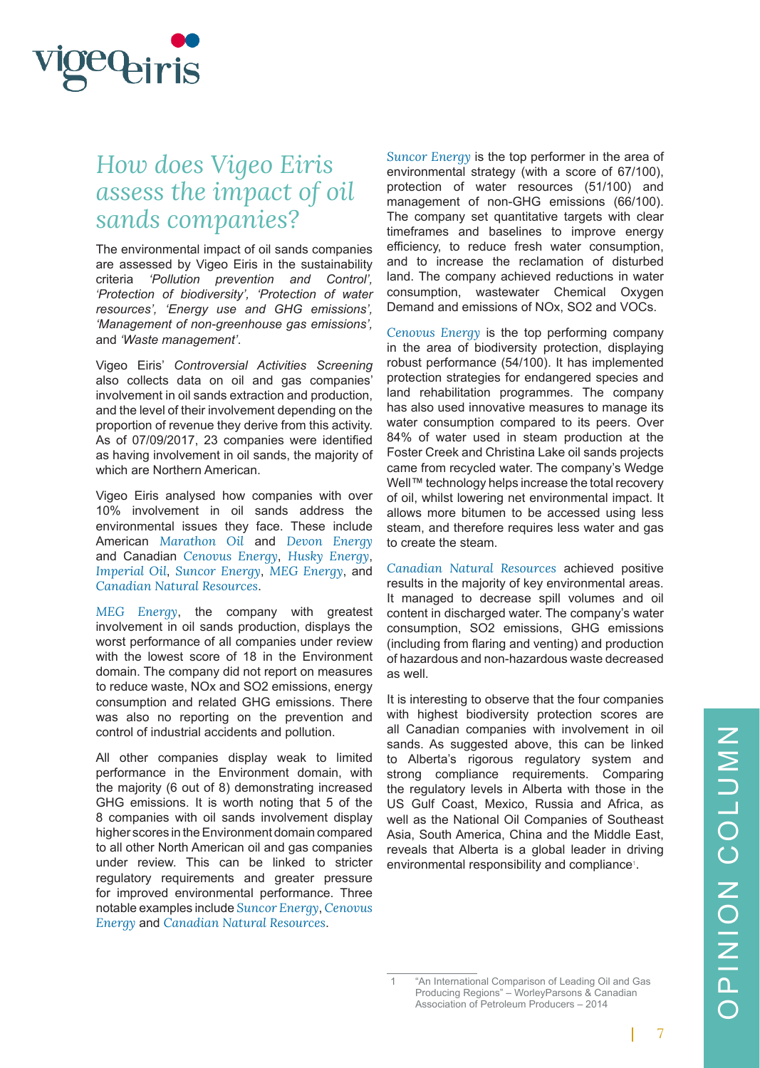# How does Vigeo Eiris assess the impact of oil sands companies?

The environmental impact of oil sands companies are assessed by Vigeo Eiris in the sustainability criteria *'Pollution prevention and Control', 'Protection of biodiversity', 'Protection of water resources', 'Energy use and GHG emissions', 'Management of non-greenhouse gas emissions',* and *'Waste management'*.

Vigeo Eiris' *Controversial Activities Screening* also collects data on oil and gas companies' involvement in oil sands extraction and production, and the level of their involvement depending on the proportion of revenue they derive from this activity. As of 07/09/2017, 23 companies were identified as having involvement in oil sands, the majority of which are Northern American.

Vigeo Eiris analysed how companies with over 10% involvement in oil sands address the environmental issues they face. These include American Marathon Oil and Devon Energy and Canadian Cenovus Energy, Husky Energy, Imperial Oil, Suncor Energy, MEG Energy, and Canadian Natural Resources.

MEG Energy, the company with greatest involvement in oil sands production, displays the worst performance of all companies under review with the lowest score of 18 in the Environment domain. The company did not report on measures to reduce waste, NOx and SO2 emissions, energy consumption and related GHG emissions. There was also no reporting on the prevention and control of industrial accidents and pollution.

All other companies display weak to limited performance in the Environment domain, with the majority (6 out of 8) demonstrating increased GHG emissions. It is worth noting that 5 of the 8 companies with oil sands involvement display higher scores in the Environment domain compared to all other North American oil and gas companies under review. This can be linked to stricter regulatory requirements and greater pressure for improved environmental performance. Three notable examples include Suncor Energy, Cenovus Energy and Canadian Natural Resources.

Suncor Energy is the top performer in the area of environmental strategy (with a score of 67/100), protection of water resources (51/100) and management of non-GHG emissions (66/100). The company set quantitative targets with clear timeframes and baselines to improve energy efficiency, to reduce fresh water consumption, and to increase the reclamation of disturbed land. The company achieved reductions in water consumption, wastewater Chemical Oxygen Demand and emissions of NOx, SO2 and VOCs.

Cenovus Energy is the top performing company in the area of biodiversity protection, displaying robust performance (54/100). It has implemented protection strategies for endangered species and land rehabilitation programmes. The company has also used innovative measures to manage its water consumption compared to its peers. Over 84% of water used in steam production at the Foster Creek and Christina Lake oil sands projects came from recycled water. The company's Wedge Well™ technology helps increase the total recovery of oil, whilst lowering net environmental impact. It allows more bitumen to be accessed using less steam, and therefore requires less water and gas to create the steam.

Canadian Natural Resources achieved positive results in the majority of key environmental areas. It managed to decrease spill volumes and oil content in discharged water. The company's water consumption, SO2 emissions, GHG emissions (including from flaring and venting) and production of hazardous and non-hazardous waste decreased as well.

It is interesting to observe that the four companies with highest biodiversity protection scores are all Canadian companies with involvement in oil sands. As suggested above, this can be linked to Alberta's rigorous regulatory system and strong compliance requirements. Comparing the regulatory levels in Alberta with those in the US Gulf Coast, Mexico, Russia and Africa, as well as the National Oil Companies of Southeast Asia, South America, China and the Middle East, reveals that Alberta is a global leader in driving environmental responsibility and compliance[1].

1 "An International Comparison of Leading Oil and Gas Producing Regions" – WorleyParsons & Canadian Association of Petroleum Producers – 2014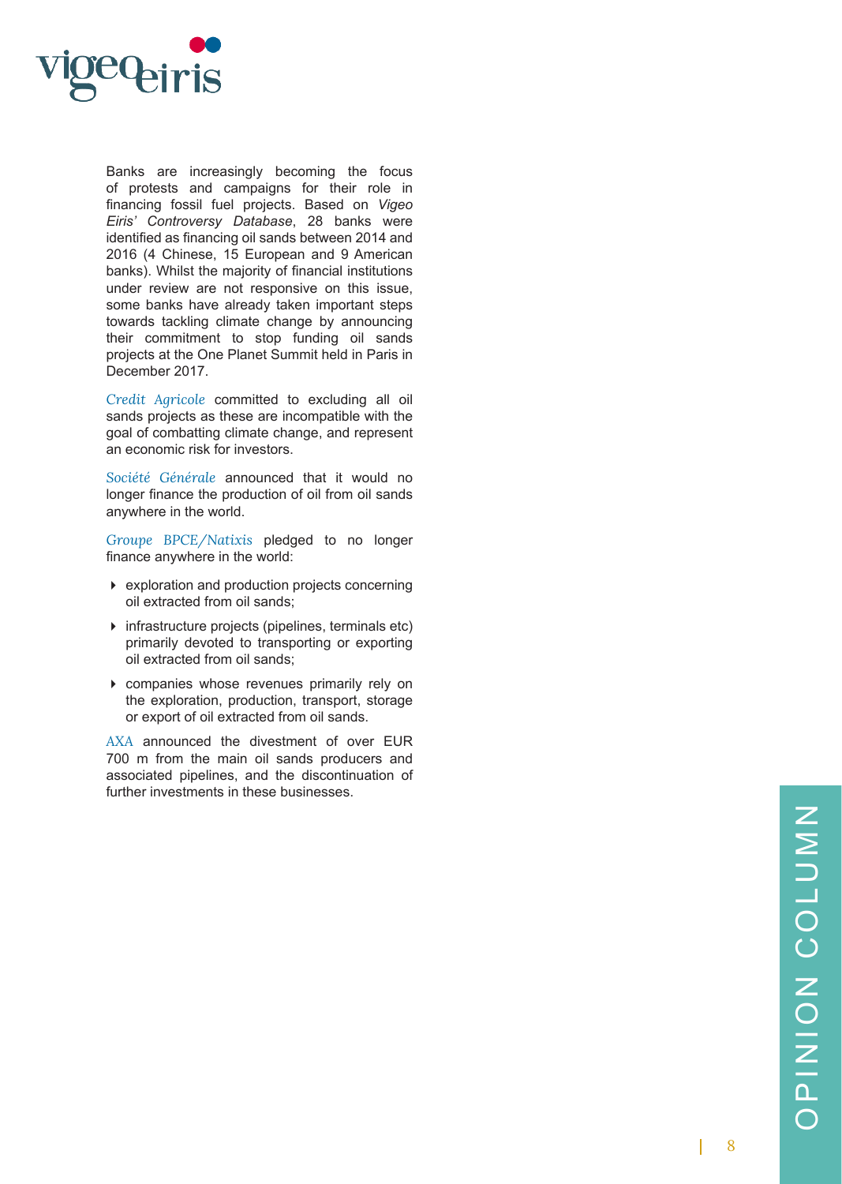Banks are increasingly becoming the focus of protests and campaigns for their role in financing fossil fuel projects. Based on *Vigeo Eiris' Controversy Database*, 28 banks were identified as financing oil sands between 2014 and 2016 (4 Chinese, 15 European and 9 American banks). Whilst the majority of financial institutions under review are not responsive on this issue, some banks have already taken important steps towards tackling climate change by announcing their commitment to stop funding oil sands projects at the One Planet Summit held in Paris in December 2017.

*Credit Agricole* committed to excluding all oil sands projects as these are incompatible with the goal of combatting climate change, and represent an economic risk for investors.

*Société Générale* announced that it would no longer finance the production of oil from oil sands anywhere in the world.

*Groupe BPCE/Natixis* pledged to no longer finance anywhere in the world:

- exploration and production projects concerning oil extracted from oil sands;
- infrastructure projects (pipelines, terminals etc) primarily devoted to transporting or exporting oil extracted from oil sands;
- companies whose revenues primarily rely on the exploration, production, transport, storage or export of oil extracted from oil sands.

*AXA* announced the divestment of over EUR 700 m from the main oil sands producers and associated pipelines, and the discontinuation of further investments in these businesses.

OPINION COLUMN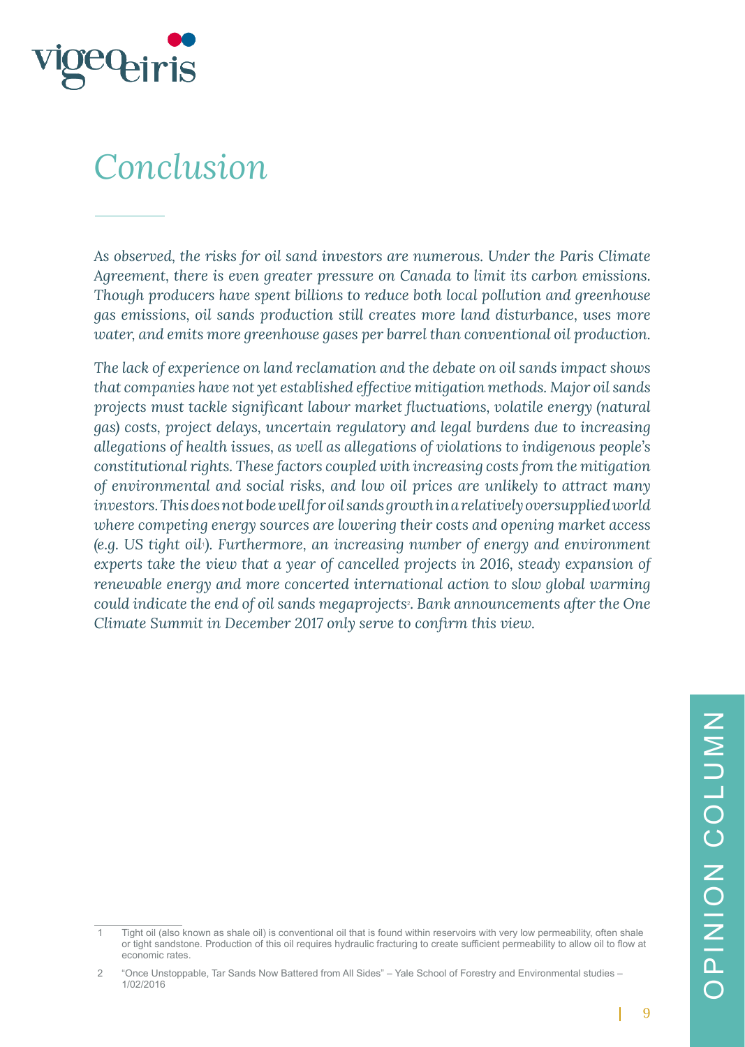# Conclusion

*As observed, the risks for oil sand investors are numerous. Under the Paris Climate Agreement, there is even greater pressure on Canada to limit its carbon emissions. Though producers have spent billions to reduce both local pollution and greenhouse gas emissions, oil sands production still creates more land disturbance, uses more water, and emits more greenhouse gases per barrel than conventional oil production.*

*The lack of experience on land reclamation and the debate on oil sands impact shows that companies have not yet established effective mitigation methods. Major oil sands projects must tackle significant labour market fluctuations, volatile energy (natural gas) costs, project delays, uncertain regulatory and legal burdens due to increasing allegations of health issues, as well as allegations of violations to indigenous people's constitutional rights. These factors coupled with increasing costs from the mitigation of environmental and social risks, and low oil prices are unlikely to attract many investors. This does not bode well for oil sands growth in a relatively oversupplied world where competing energy sources are lowering their costs and opening market access (e.g. US tight oil[1]). Furthermore, an increasing number of energy and environment experts take the view that a year of cancelled projects in 2016, steady expansion of renewable energy and more concerted international action to slow global warming could indicate the end of oil sands megaprojects[2]. Bank announcements after the One Climate Summit in December 2017 only serve to confirm this view.*

1 Tight oil (also known as shale oil) is conventional oil that is found within reservoirs with very low permeability, often shale or tight sandstone. Production of this oil requires hydraulic fracturing to create sufficient permeability to allow oil to flow at economic rates.

2 "Once Unstoppable, Tar Sands Now Battered from All Sides" – Yale School of Forestry and Environmental studies – 1/02/2016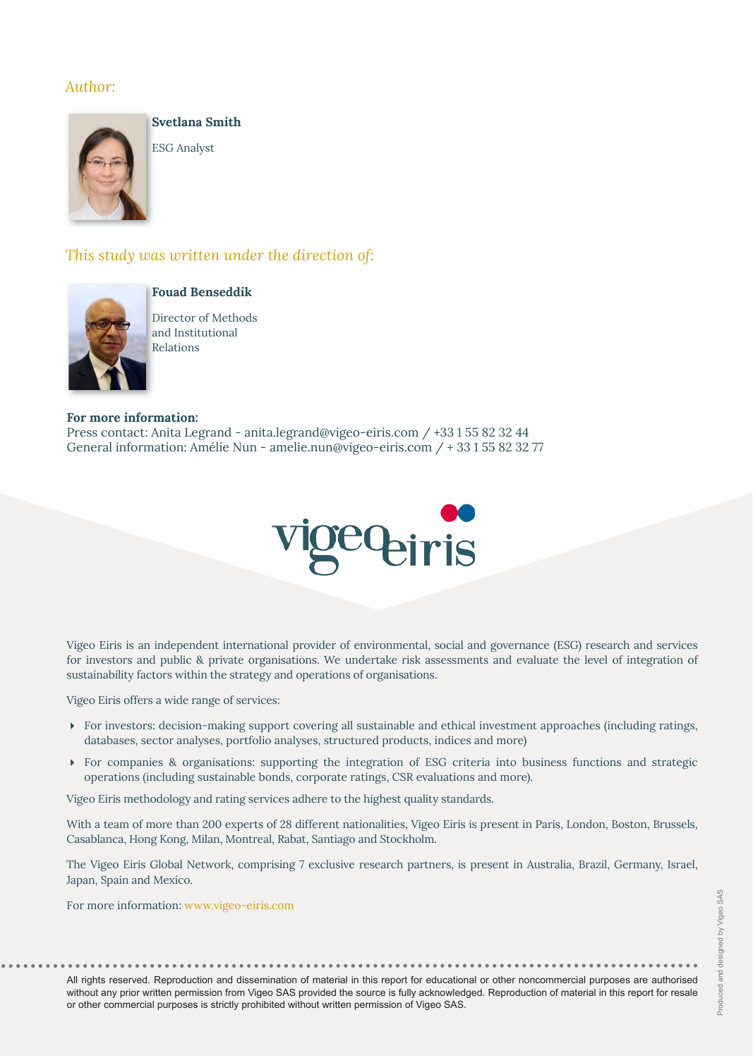*Author:*

**Svetlana Smith**

ESG Analyst

*This study was written under the direction of:*

**Fouad Benseddik**

Director of Methods and Institutional Relations

**For more information:**
Press contact: Anita Legrand - anita.legrand@vigeo-eiris.com / +33 1 55 82 32 44
General information: Amélie Nun - amelie.nun@vigeo-eiris.com / + 33 1 55 82 32 77

vigeo eiris

Vigeo Eiris is an independent international provider of environmental, social and governance (ESG) research and services for investors and public & private organisations. We undertake risk assessments and evaluate the level of integration of sustainability factors within the strategy and operations of organisations.

Vigeo Eiris offers a wide range of services:

- For investors: decision-making support covering all sustainable and ethical investment approaches (including ratings, databases, sector analyses, portfolio analyses, structured products, indices and more)
- For companies & organisations: supporting the integration of ESG criteria into business functions and strategic operations (including sustainable bonds, corporate ratings, CSR evaluations and more).

Vigeo Eiris methodology and rating services adhere to the highest quality standards.

With a team of more than 200 experts of 28 different nationalities, Vigeo Eiris is present in Paris, London, Boston, Brussels, Casablanca, Hong Kong, Milan, Montreal, Rabat, Santiago and Stockholm.

The Vigeo Eiris Global Network, comprising 7 exclusive research partners, is present in Australia, Brazil, Germany, Israel, Japan, Spain and Mexico.

For more information: www.vigeo-eiris.com

All rights reserved. Reproduction and dissemination of material in this report for educational or other noncommercial purposes are authorised without any prior written permission from Vigeo SAS provided the source is fully acknowledged. Reproduction of material in this report for resale or other commercial purposes is strictly prohibited without written permission of Vigeo SAS.

Produced and designed by Vigeo SAS